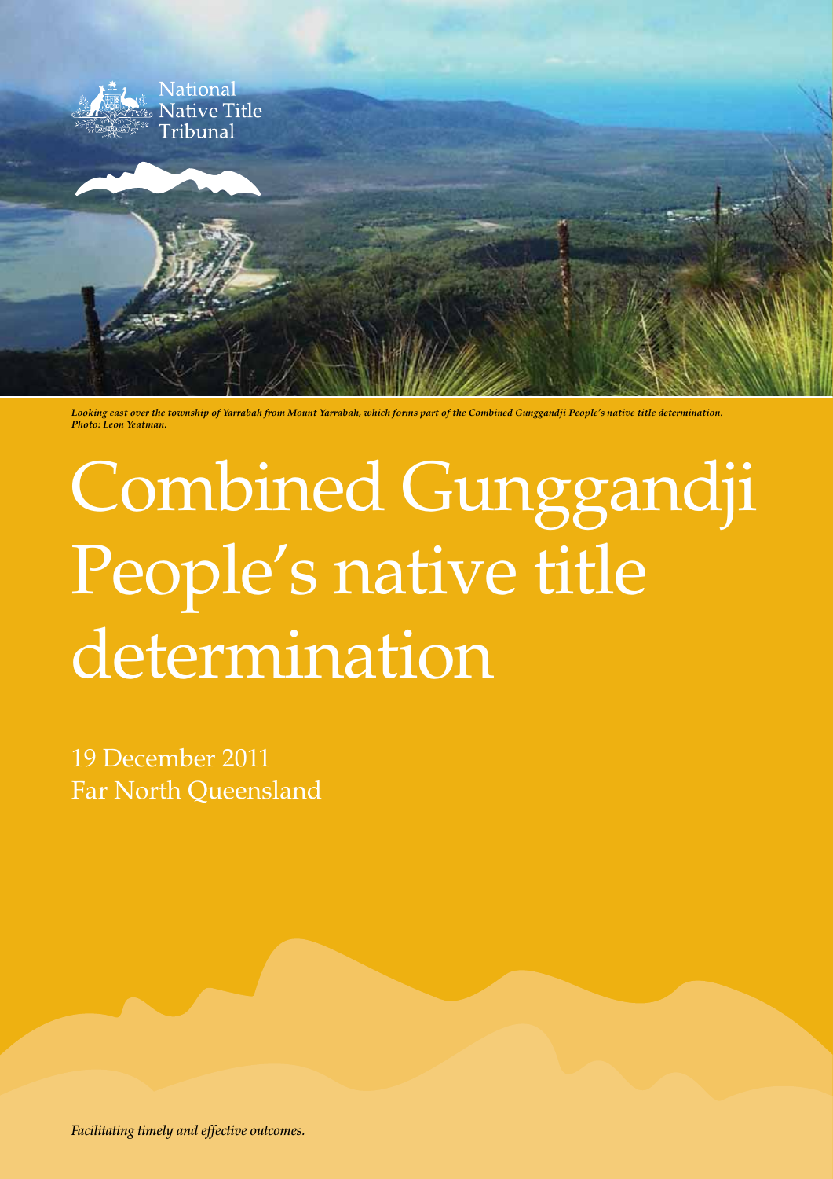National Native Title Tribunal

*Looking east over the township of Yarrabah from Mount Yarrabah, which forms part of the Combined Gunggandji People's native title determination. Photo: Leon Yeatman.*

# Combined Gunggandji People's native title determination

19 December 2011
Far North Queensland

*Facilitating timely and effective outcomes.*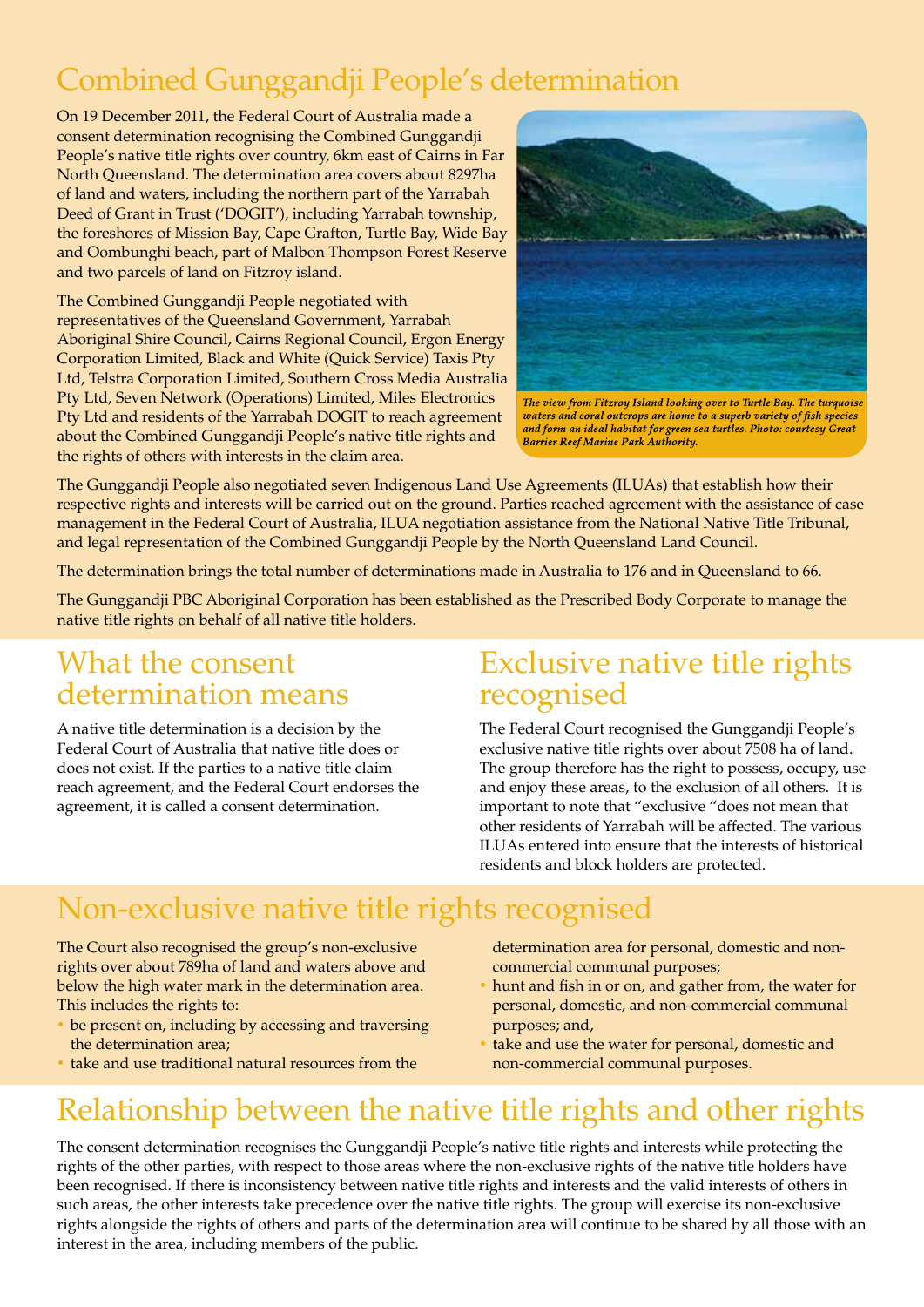# Combined Gunggandji People's determination

On 19 December 2011, the Federal Court of Australia made a consent determination recognising the Combined Gunggandji People's native title rights over country, 6km east of Cairns in Far North Queensland. The determination area covers about 8297ha of land and waters, including the northern part of the Yarrabah Deed of Grant in Trust ('DOGIT'), including Yarrabah township, the foreshores of Mission Bay, Cape Grafton, Turtle Bay, Wide Bay and Oombunghi beach, part of Malbon Thompson Forest Reserve and two parcels of land on Fitzroy island.

The Combined Gunggandji People negotiated with representatives of the Queensland Government, Yarrabah Aboriginal Shire Council, Cairns Regional Council, Ergon Energy Corporation Limited, Black and White (Quick Service) Taxis Pty Ltd, Telstra Corporation Limited, Southern Cross Media Australia Pty Ltd, Seven Network (Operations) Limited, Miles Electronics Pty Ltd and residents of the Yarrabah DOGIT to reach agreement about the Combined Gunggandji People's native title rights and the rights of others with interests in the claim area.

*The view from Fitzroy Island looking over to Turtle Bay. The turquoise waters and coral outcrops are home to a superb variety of fish species and form an ideal habitat for green sea turtles. Photo: courtesy Great Barrier Reef Marine Park Authority.*

The Gunggandji People also negotiated seven Indigenous Land Use Agreements (ILUAs) that establish how their respective rights and interests will be carried out on the ground. Parties reached agreement with the assistance of case management in the Federal Court of Australia, ILUA negotiation assistance from the National Native Title Tribunal, and legal representation of the Combined Gunggandji People by the North Queensland Land Council.

The determination brings the total number of determinations made in Australia to 176 and in Queensland to 66.

The Gunggandji PBC Aboriginal Corporation has been established as the Prescribed Body Corporate to manage the native title rights on behalf of all native title holders.

## What the consent determination means

A native title determination is a decision by the Federal Court of Australia that native title does or does not exist. If the parties to a native title claim reach agreement, and the Federal Court endorses the agreement, it is called a consent determination.

## Exclusive native title rights recognised

The Federal Court recognised the Gunggandji People's exclusive native title rights over about 7508 ha of land. The group therefore has the right to possess, occupy, use and enjoy these areas, to the exclusion of all others. It is important to note that "exclusive "does not mean that other residents of Yarrabah will be affected. The various ILUAs entered into ensure that the interests of historical residents and block holders are protected.

## Non-exclusive native title rights recognised

The Court also recognised the group's non-exclusive rights over about 789ha of land and waters above and below the high water mark in the determination area. This includes the rights to:

- be present on, including by accessing and traversing the determination area;
- take and use traditional natural resources from the determination area for personal, domestic and non-commercial communal purposes;
- hunt and fish in or on, and gather from, the water for personal, domestic, and non-commercial communal purposes; and,
- take and use the water for personal, domestic and non-commercial communal purposes.

## Relationship between the native title rights and other rights

The consent determination recognises the Gunggandji People's native title rights and interests while protecting the rights of the other parties, with respect to those areas where the non-exclusive rights of the native title holders have been recognised. If there is inconsistency between native title rights and interests and the valid interests of others in such areas, the other interests take precedence over the native title rights. The group will exercise its non-exclusive rights alongside the rights of others and parts of the determination area will continue to be shared by all those with an interest in the area, including members of the public.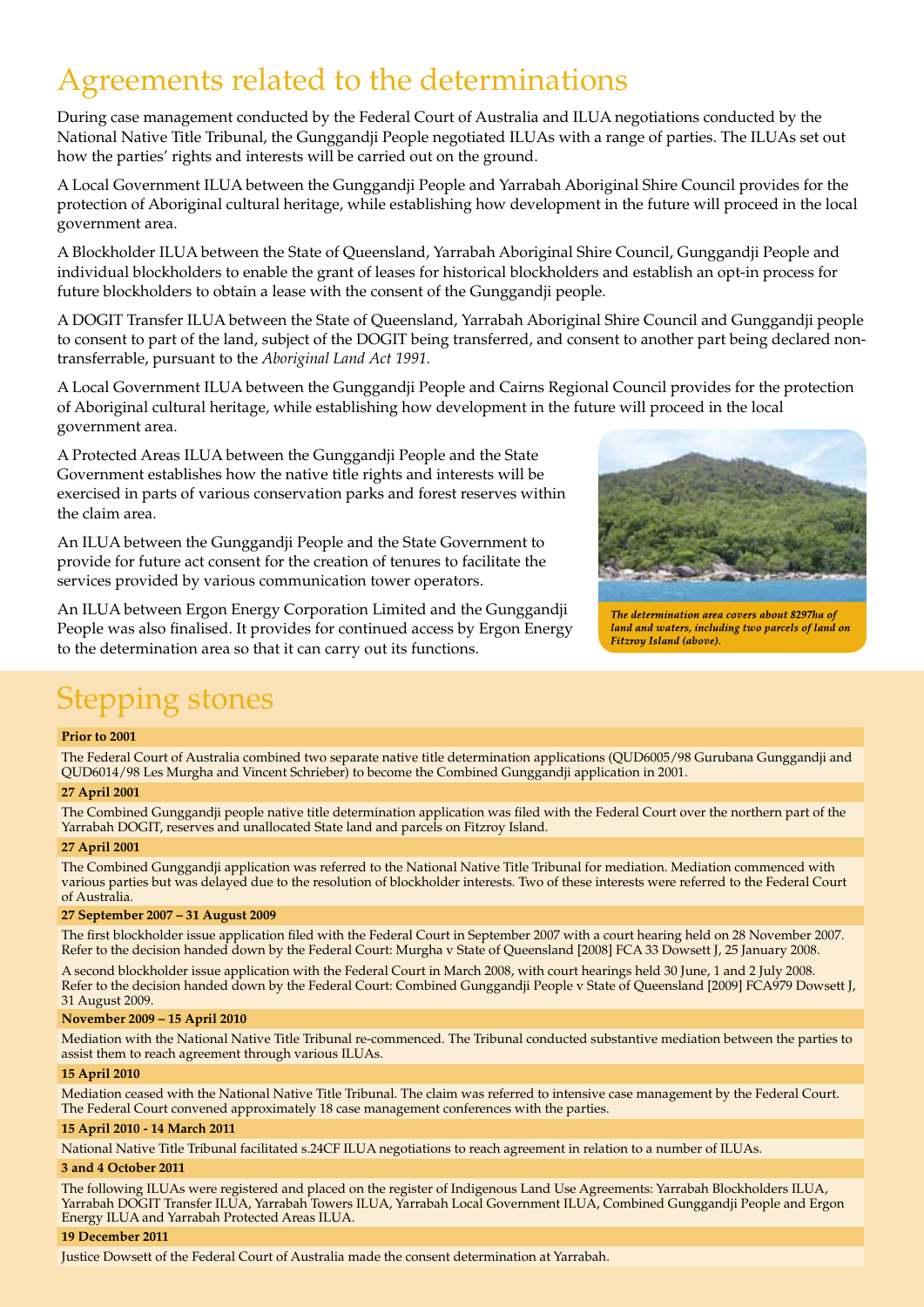# Agreements related to the determinations

During case management conducted by the Federal Court of Australia and ILUA negotiations conducted by the National Native Title Tribunal, the Gunggandji People negotiated ILUAs with a range of parties. The ILUAs set out how the parties' rights and interests will be carried out on the ground.

A Local Government ILUA between the Gunggandji People and Yarrabah Aboriginal Shire Council provides for the protection of Aboriginal cultural heritage, while establishing how development in the future will proceed in the local government area.

A Blockholder ILUA between the State of Queensland, Yarrabah Aboriginal Shire Council, Gunggandji People and individual blockholders to enable the grant of leases for historical blockholders and establish an opt-in process for future blockholders to obtain a lease with the consent of the Gunggandji people.

A DOGIT Transfer ILUA between the State of Queensland, Yarrabah Aboriginal Shire Council and Gunggandji people to consent to part of the land, subject of the DOGIT being transferred, and consent to another part being declared non-transferrable, pursuant to the *Aboriginal Land Act 1991.*

A Local Government ILUA between the Gunggandji People and Cairns Regional Council provides for the protection of Aboriginal cultural heritage, while establishing how development in the future will proceed in the local government area.

A Protected Areas ILUA between the Gunggandji People and the State Government establishes how the native title rights and interests will be exercised in parts of various conservation parks and forest reserves within the claim area.

An ILUA between the Gunggandji People and the State Government to provide for future act consent for the creation of tenures to facilitate the services provided by various communication tower operators.

An ILUA between Ergon Energy Corporation Limited and the Gunggandji People was also finalised. It provides for continued access by Ergon Energy to the determination area so that it can carry out its functions.

*The determination area covers about 8297ha of land and waters, including two parcels of land on Fitzroy Island (above).*

# Stepping stones

**Prior to 2001**

The Federal Court of Australia combined two separate native title determination applications (QUD6005/98 Gurubana Gunggandji and QUD6014/98 Les Murgha and Vincent Schrieber) to become the Combined Gunggandji application in 2001.

**27 April 2001**

The Combined Gunggandji people native title determination application was filed with the Federal Court over the northern part of the Yarrabah DOGIT, reserves and unallocated State land and parcels on Fitzroy Island.

**27 April 2001**

The Combined Gunggandji application was referred to the National Native Title Tribunal for mediation. Mediation commenced with various parties but was delayed due to the resolution of blockholder interests. Two of these interests were referred to the Federal Court of Australia.

**27 September 2007 – 31 August 2009**

The first blockholder issue application filed with the Federal Court in September 2007 with a court hearing held on 28 November 2007. Refer to the decision handed down by the Federal Court: Murgha v State of Queensland [2008] FCA 33 Dowsett J, 25 January 2008.

A second blockholder issue application with the Federal Court in March 2008, with court hearings held 30 June, 1 and 2 July 2008. Refer to the decision handed down by the Federal Court: Combined Gunggandji People v State of Queensland [2009] FCA979 Dowsett J, 31 August 2009.

**November 2009 – 15 April 2010**

Mediation with the National Native Title Tribunal re-commenced. The Tribunal conducted substantive mediation between the parties to assist them to reach agreement through various ILUAs.

**15 April 2010**

Mediation ceased with the National Native Title Tribunal. The claim was referred to intensive case management by the Federal Court. The Federal Court convened approximately 18 case management conferences with the parties.

**15 April 2010 - 14 March 2011**

National Native Title Tribunal facilitated s.24CF ILUA negotiations to reach agreement in relation to a number of ILUAs.

**3 and 4 October 2011**

The following ILUAs were registered and placed on the register of Indigenous Land Use Agreements: Yarrabah Blockholders ILUA, Yarrabah DOGIT Transfer ILUA, Yarrabah Towers ILUA, Yarrabah Local Government ILUA, Combined Gunggandji People and Ergon Energy ILUA and Yarrabah Protected Areas ILUA.

**19 December 2011**

Justice Dowsett of the Federal Court of Australia made the consent determination at Yarrabah.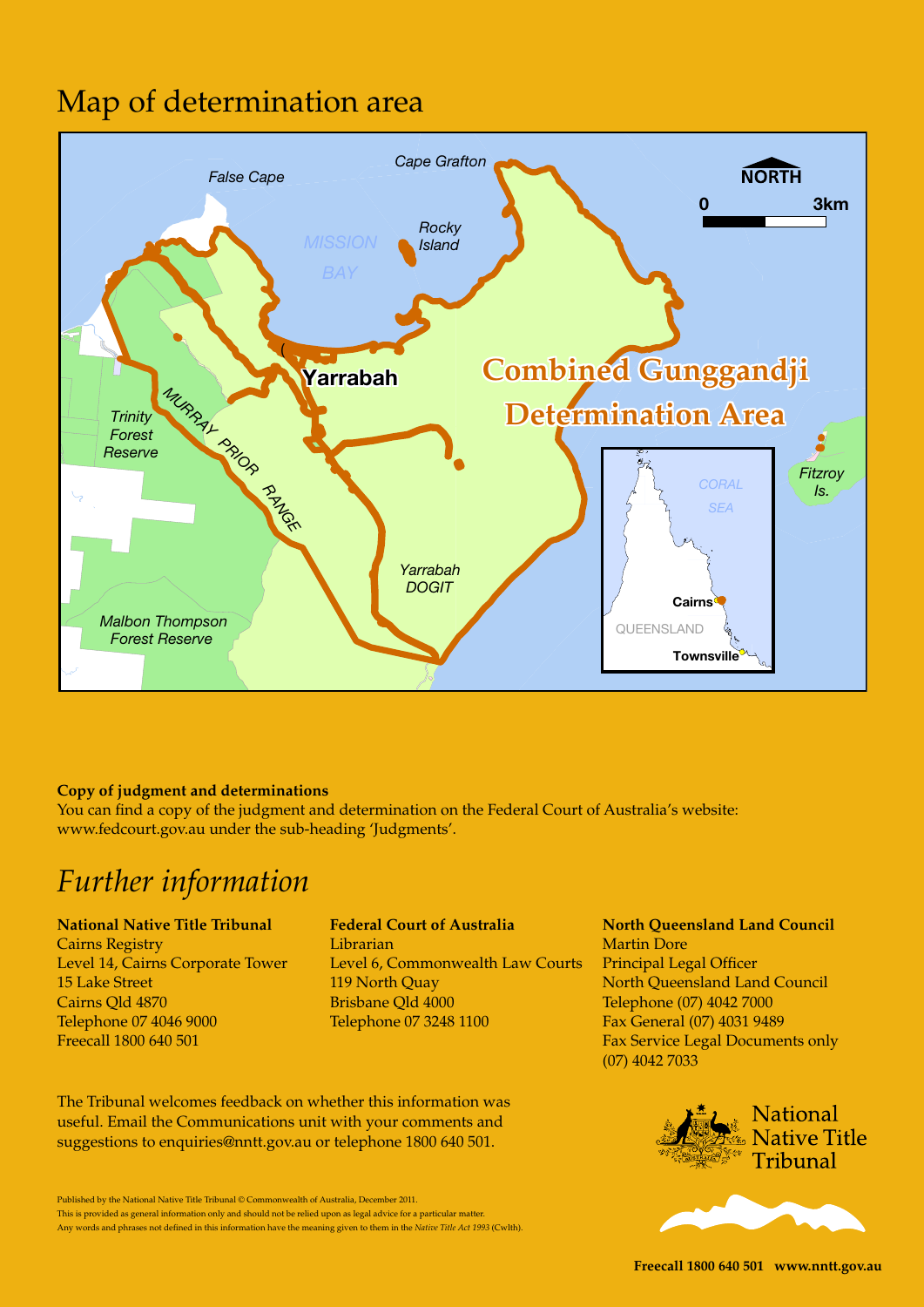# Map of determination area

Cape Grafton
False Cape
NORTH
0
3km
MISSION BAY
Rocky Island
Yarrabah
Combined Gunggandji Determination Area
MURRAY PRIOR RANGE
Trinity Forest Reserve
CORAL SEA
Fitzroy Is.
Yarrabah DOGIT
Cairns
QUEENSLAND
Townsville
Malbon Thompson Forest Reserve

**Copy of judgment and determinations**

You can find a copy of the judgment and determination on the Federal Court of Australia's website: www.fedcourt.gov.au under the sub-heading 'Judgments'.

## *Further information*

**National Native Title Tribunal**
Cairns Registry
Level 14, Cairns Corporate Tower
15 Lake Street
Cairns Qld 4870
Telephone 07 4046 9000
Freecall 1800 640 501

**Federal Court of Australia**
Librarian
Level 6, Commonwealth Law Courts
119 North Quay
Brisbane Qld 4000
Telephone 07 3248 1100

**North Queensland Land Council**
Martin Dore
Principal Legal Officer
North Queensland Land Council
Telephone (07) 4042 7000
Fax General (07) 4031 9489
Fax Service Legal Documents only
(07) 4042 7033

The Tribunal welcomes feedback on whether this information was useful. Email the Communications unit with your comments and suggestions to enquiries@nntt.gov.au or telephone 1800 640 501.

National Native Title Tribunal

Published by the National Native Title Tribunal © Commonwealth of Australia, December 2011.
This is provided as general information only and should not be relied upon as legal advice for a particular matter.
Any words and phrases not defined in this information have the meaning given to them in the *Native Title Act 1993* (Cwlth).

**Freecall 1800 640 501 www.nntt.gov.au**